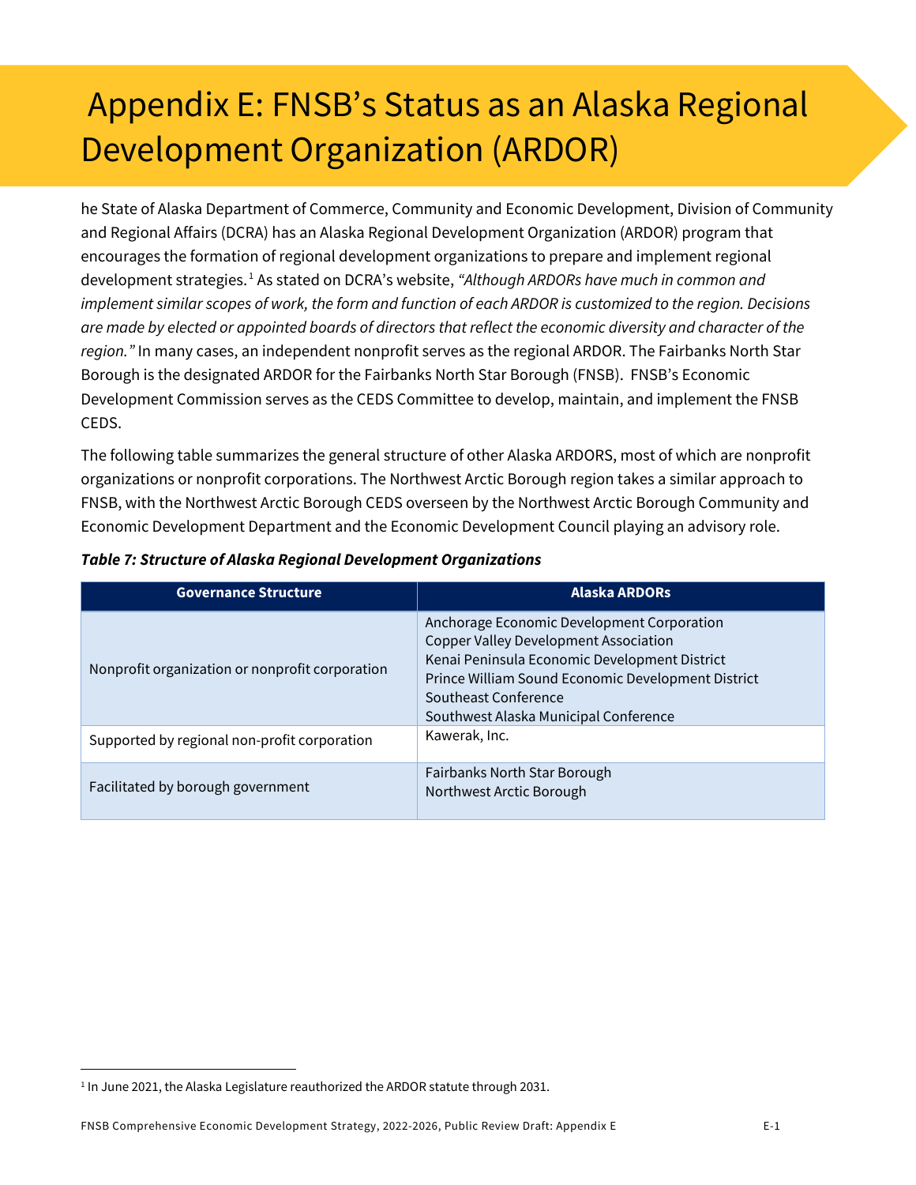# Appendix E: FNSB's Status as an Alaska Regional Development Organization (ARDOR)

he State of Alaska Department of Commerce, Community and Economic Development, Division of Community and Regional Affairs (DCRA) has an Alaska Regional Development Organization (ARDOR) program that encourages the formation of regional development organizations to prepare and implement regional development strategies.[1] As stated on DCRA's website, *"Although ARDORs have much in common and implement similar scopes of work, the form and function of each ARDOR is customized to the region. Decisions are made by elected or appointed boards of directors that reflect the economic diversity and character of the region."* In many cases, an independent nonprofit serves as the regional ARDOR. The Fairbanks North Star Borough is the designated ARDOR for the Fairbanks North Star Borough (FNSB). FNSB's Economic Development Commission serves as the CEDS Committee to develop, maintain, and implement the FNSB CEDS.

The following table summarizes the general structure of other Alaska ARDORS, most of which are nonprofit organizations or nonprofit corporations. The Northwest Arctic Borough region takes a similar approach to FNSB, with the Northwest Arctic Borough CEDS overseen by the Northwest Arctic Borough Community and Economic Development Department and the Economic Development Council playing an advisory role.

***Table 7: Structure of Alaska Regional Development Organizations***

| Governance Structure | Alaska ARDORs |
|---|---|
| Nonprofit organization or nonprofit corporation | Anchorage Economic Development Corporation<br>Copper Valley Development Association<br>Kenai Peninsula Economic Development District<br>Prince William Sound Economic Development District<br>Southeast Conference<br>Southwest Alaska Municipal Conference |
| Supported by regional non-profit corporation | Kawerak, Inc. |
| Facilitated by borough government | Fairbanks North Star Borough<br>Northwest Arctic Borough |

[1] In June 2021, the Alaska Legislature reauthorized the ARDOR statute through 2031.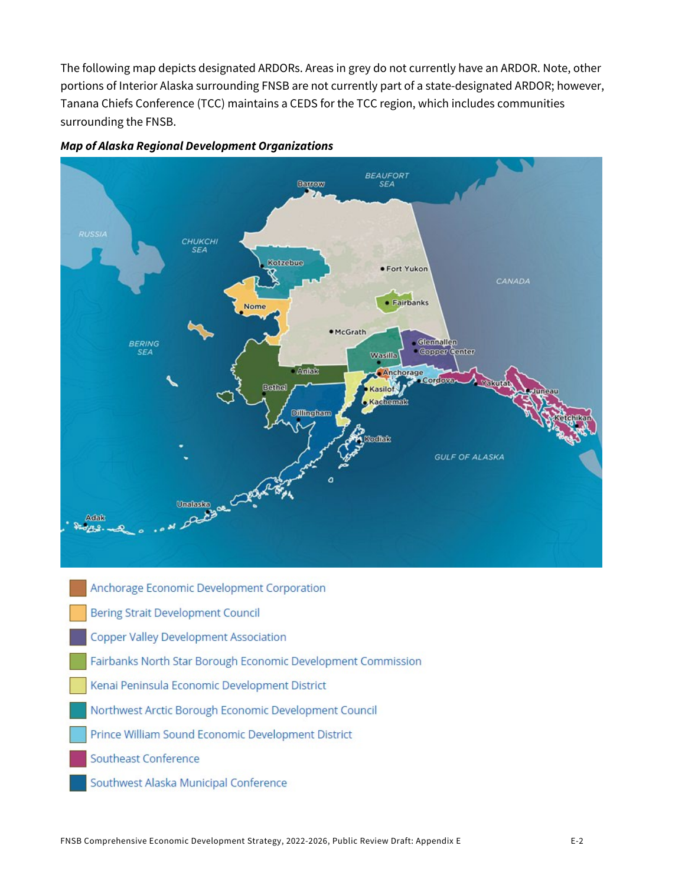The following map depicts designated ARDORs. Areas in grey do not currently have an ARDOR. Note, other portions of Interior Alaska surrounding FNSB are not currently part of a state-designated ARDOR; however, Tanana Chiefs Conference (TCC) maintains a CEDS for the TCC region, which includes communities surrounding the FNSB.

***Map of Alaska Regional Development Organizations***

BEAUFORT SEA
Barrow
RUSSIA
CHUKCHI SEA
Kotzebue
Fort Yukon
CANADA
Nome
Fairbanks
McGrath
BERING SEA
Glennallen
Copper Center
Wasilla
Aniak
Anchorage
Bethel
Cordova
Yakutat
Juneau
Kasilof
Kachemak
Dillingham
Ketchikan
Kodiak
GULF OF ALASKA
Unalaska
Adak

- Anchorage Economic Development Corporation
- Bering Strait Development Council
- Copper Valley Development Association
- Fairbanks North Star Borough Economic Development Commission
- Kenai Peninsula Economic Development District
- Northwest Arctic Borough Economic Development Council
- Prince William Sound Economic Development District
- Southeast Conference
- Southwest Alaska Municipal Conference